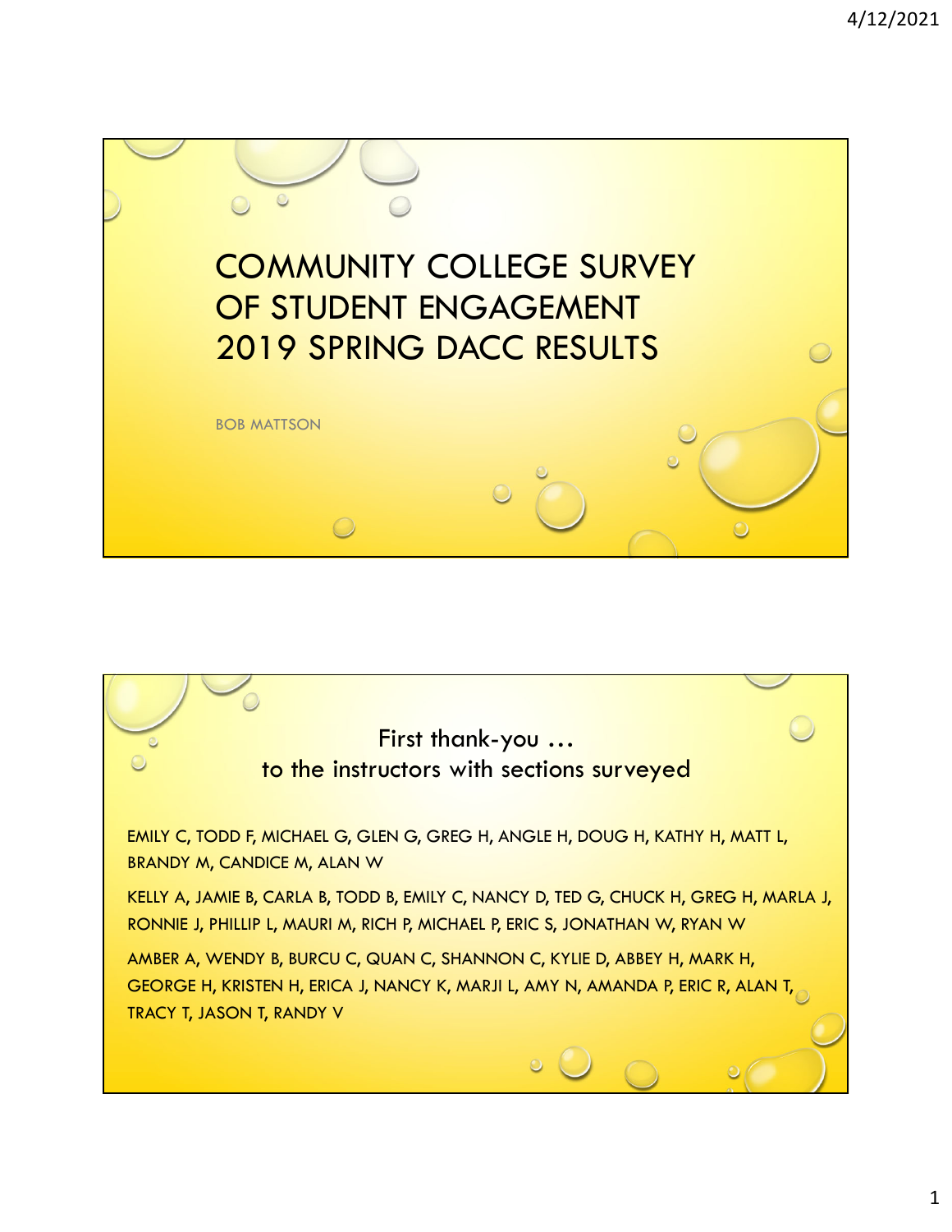# COMMUNITY COLLEGE SURVEY OF STUDENT ENGAGEMENT 2019 SPRING DACC RESULTS

BOB MATTSON

## First thank-you …
## to the instructors with sections surveyed

EMILY C, TODD F, MICHAEL G, GLEN G, GREG H, ANGLE H, DOUG H, KATHY H, MATT L, BRANDY M, CANDICE M, ALAN W

KELLY A, JAMIE B, CARLA B, TODD B, EMILY C, NANCY D, TED G, CHUCK H, GREG H, MARLA J, RONNIE J, PHILLIP L, MAURI M, RICH P, MICHAEL P, ERIC S, JONATHAN W, RYAN W

AMBER A, WENDY B, BURCU C, QUAN C, SHANNON C, KYLIE D, ABBEY H, MARK H, GEORGE H, KRISTEN H, ERICA J, NANCY K, MARJI L, AMY N, AMANDA P, ERIC R, ALAN T, TRACY T, JASON T, RANDY V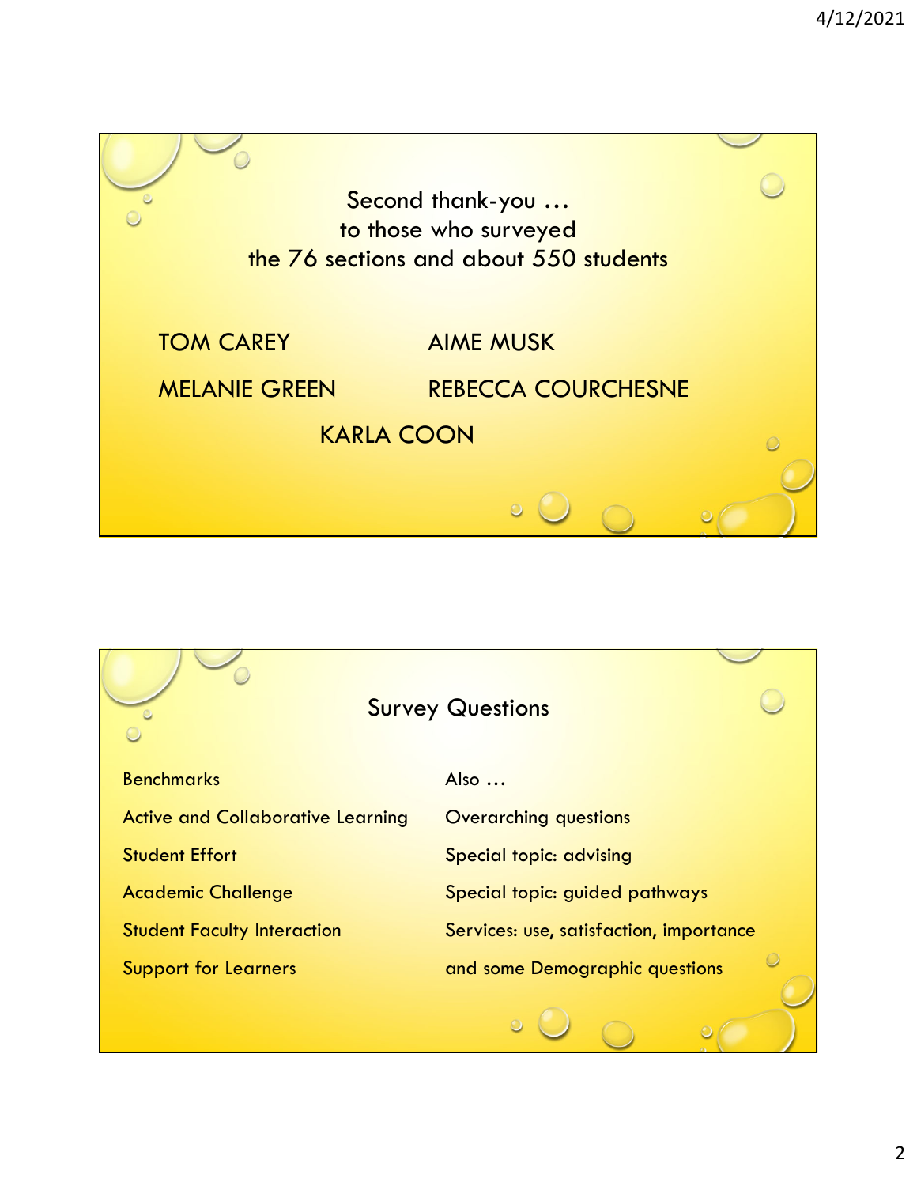## Second thank-you …
## to those who surveyed
## the 76 sections and about 550 students

TOM CAREY

AIME MUSK

MELANIE GREEN

REBECCA COURCHESNE

KARLA COON

## Survey Questions

<u>Benchmarks</u>

- Active and Collaborative Learning
- Student Effort
- Academic Challenge
- Student Faculty Interaction
- Support for Learners

Also …

- Overarching questions
- Special topic: advising
- Special topic: guided pathways
- Services: use, satisfaction, importance
- and some Demographic questions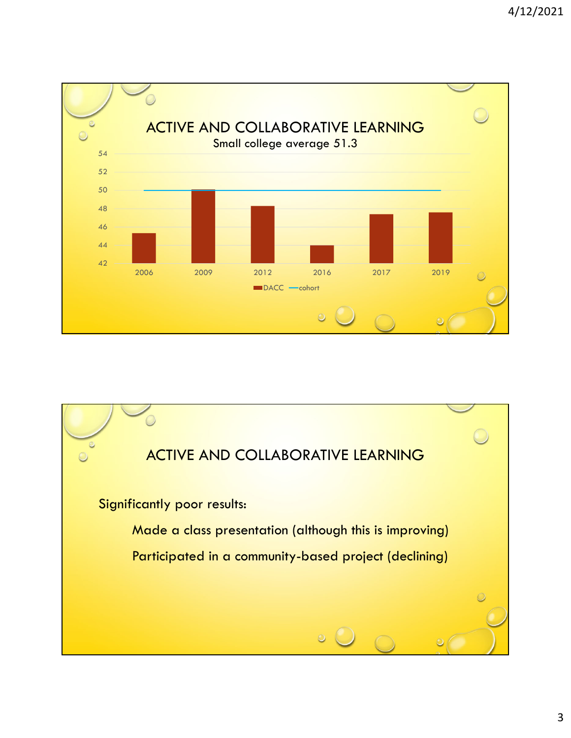## ACTIVE AND COLLABORATIVE LEARNING

Small college average 51.3

| Year | DACC | cohort |
|---|---|---|
| 2006 | 45.3 | 50 |
| 2009 | 50.1 | 50 |
| 2012 | 48.3 | 50 |
| 2016 | 44 | 50 |
| 2017 | 47.4 | 50 |
| 2019 | 47.6 | 50 |

## ACTIVE AND COLLABORATIVE LEARNING

Significantly poor results:

- Made a class presentation (although this is improving)
- Participated in a community-based project (declining)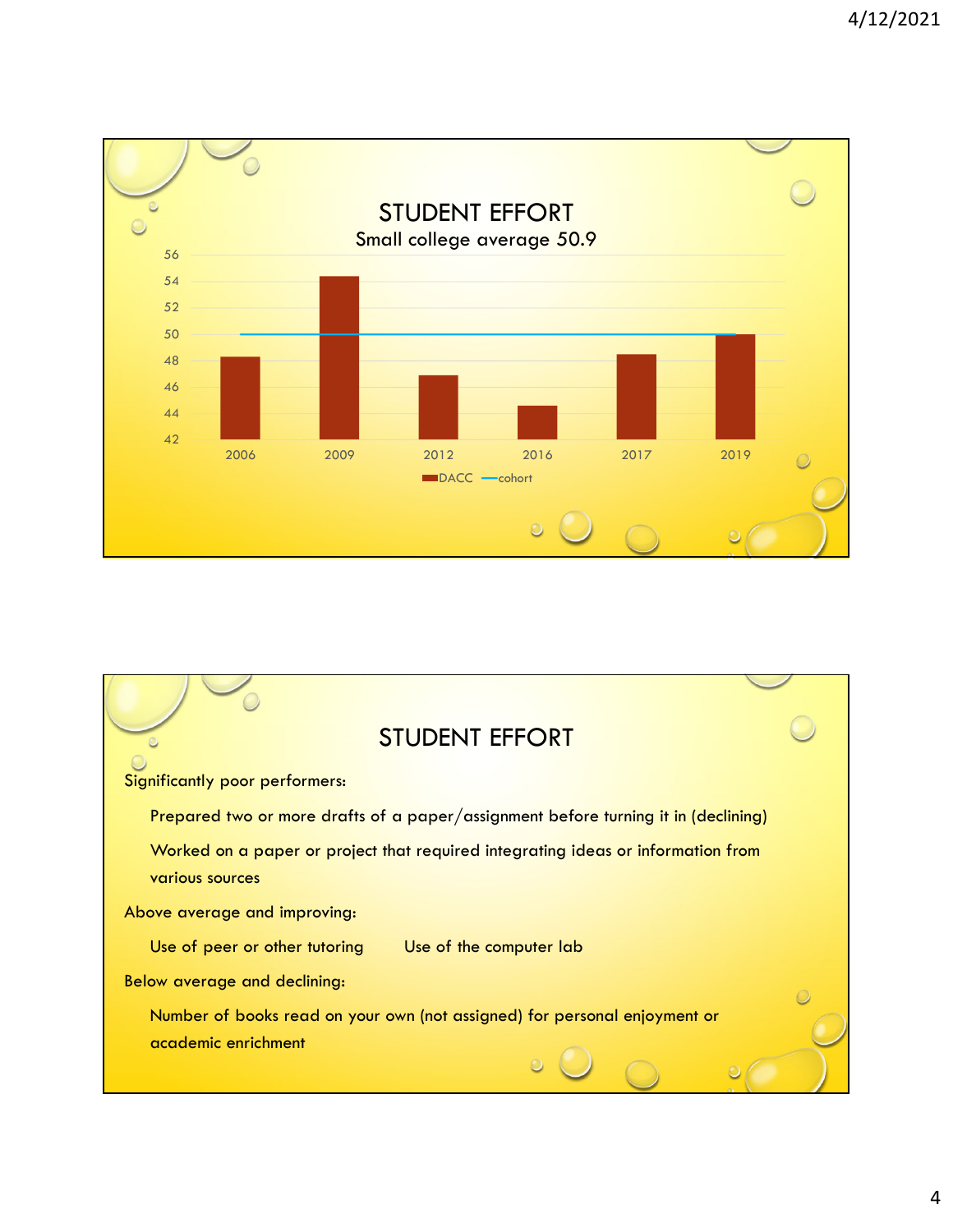## STUDENT EFFORT

Small college average 50.9

56
54
52
50
48
46
44
42

2006 2009 2012 2016 2017 2019

DACC — cohort

## STUDENT EFFORT

Significantly poor performers:

- Prepared two or more drafts of a paper/assignment before turning it in (declining)
- Worked on a paper or project that required integrating ideas or information from various sources

Above average and improving:

- Use of peer or other tutoring
- Use of the computer lab

Below average and declining:

- Number of books read on your own (not assigned) for personal enjoyment or academic enrichment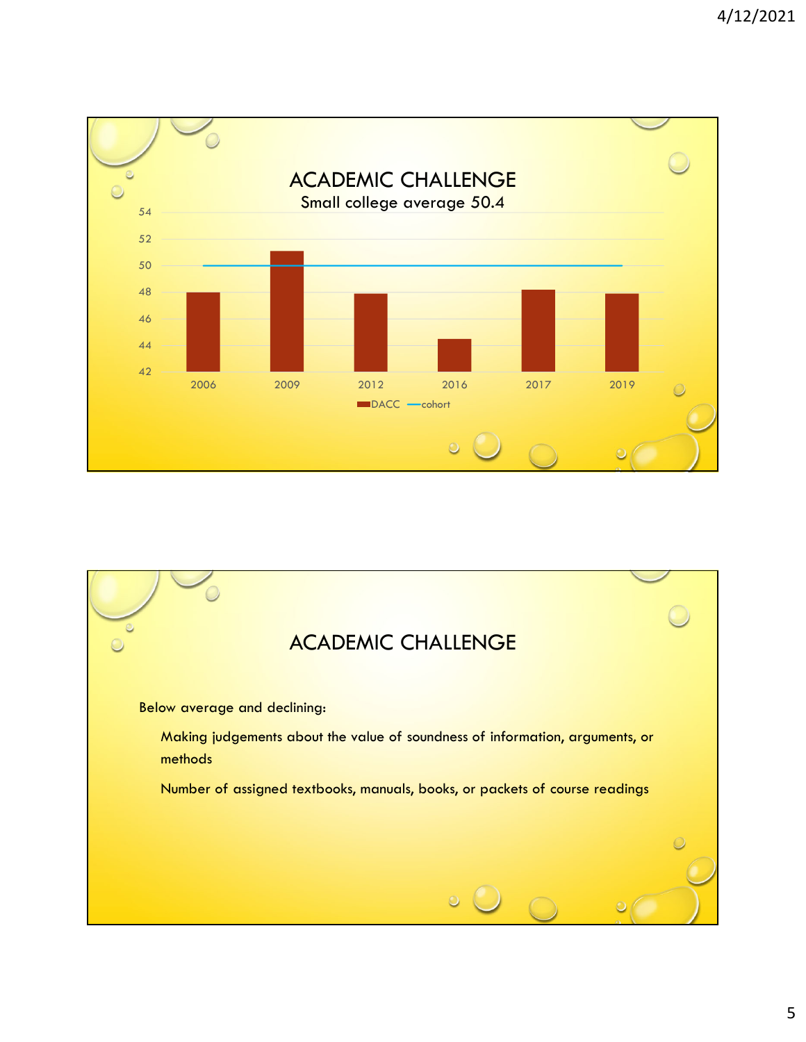# ACADEMIC CHALLENGE

Small college average 50.4

| Year | DACC | cohort |
|---|---|---|
| 2006 | 48 | 50 |
| 2009 | 51.1 | 50 |
| 2012 | 47.9 | 50 |
| 2016 | 44.5 | 50 |
| 2017 | 48.2 | 50 |
| 2019 | 47.9 | 50 |

# ACADEMIC CHALLENGE

Below average and declining:

- Making judgements about the value of soundness of information, arguments, or methods
- Number of assigned textbooks, manuals, books, or packets of course readings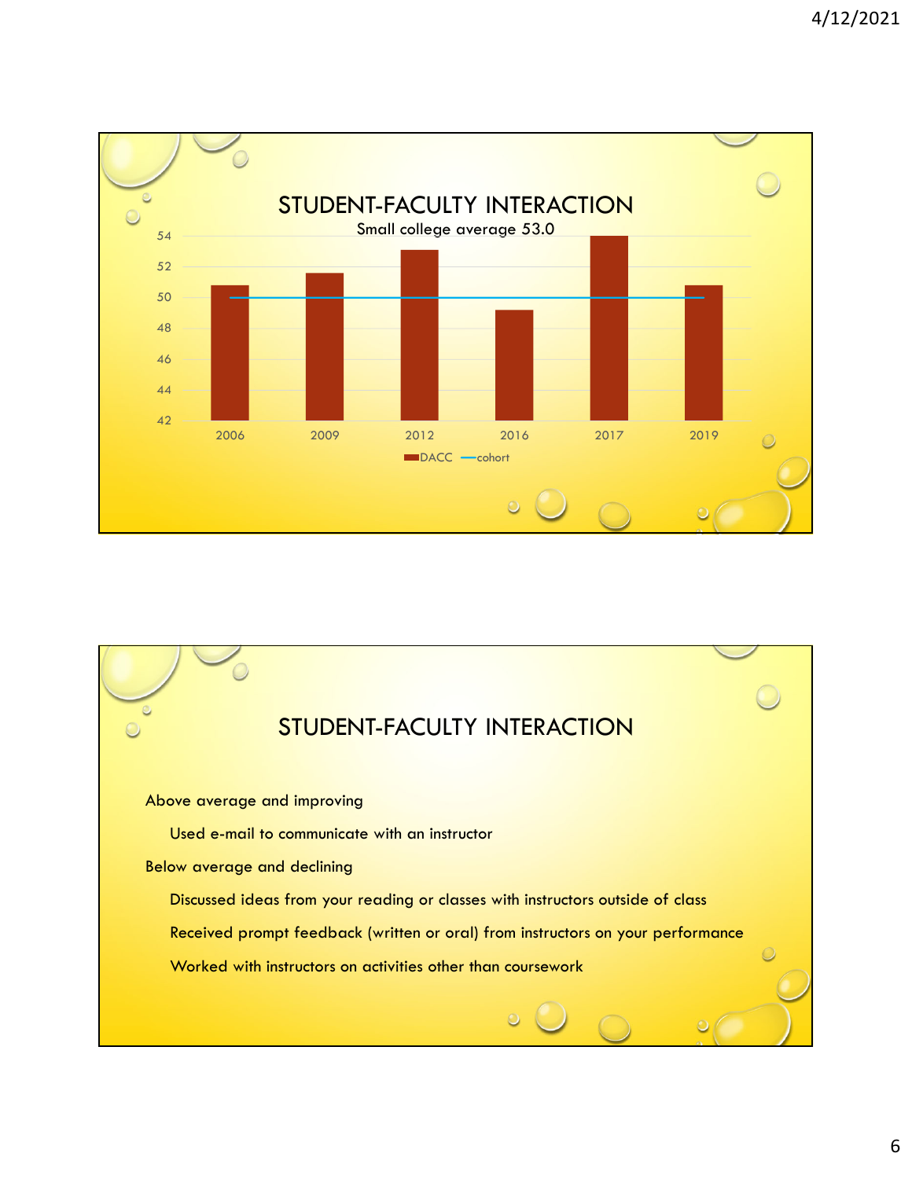## STUDENT-FACULTY INTERACTION

Small college average 53.0

| Year | DACC | cohort |
|---|---|---|
| 2006 | 50.8 | 50 |
| 2009 | 51.6 | 50 |
| 2012 | 53.1 | 50 |
| 2016 | 49.2 | 50 |
| 2017 | 54.0 | 50 |
| 2019 | 50.8 | 50 |

## STUDENT-FACULTY INTERACTION

Above average and improving

- Used e-mail to communicate with an instructor

Below average and declining

- Discussed ideas from your reading or classes with instructors outside of class
- Received prompt feedback (written or oral) from instructors on your performance
- Worked with instructors on activities other than coursework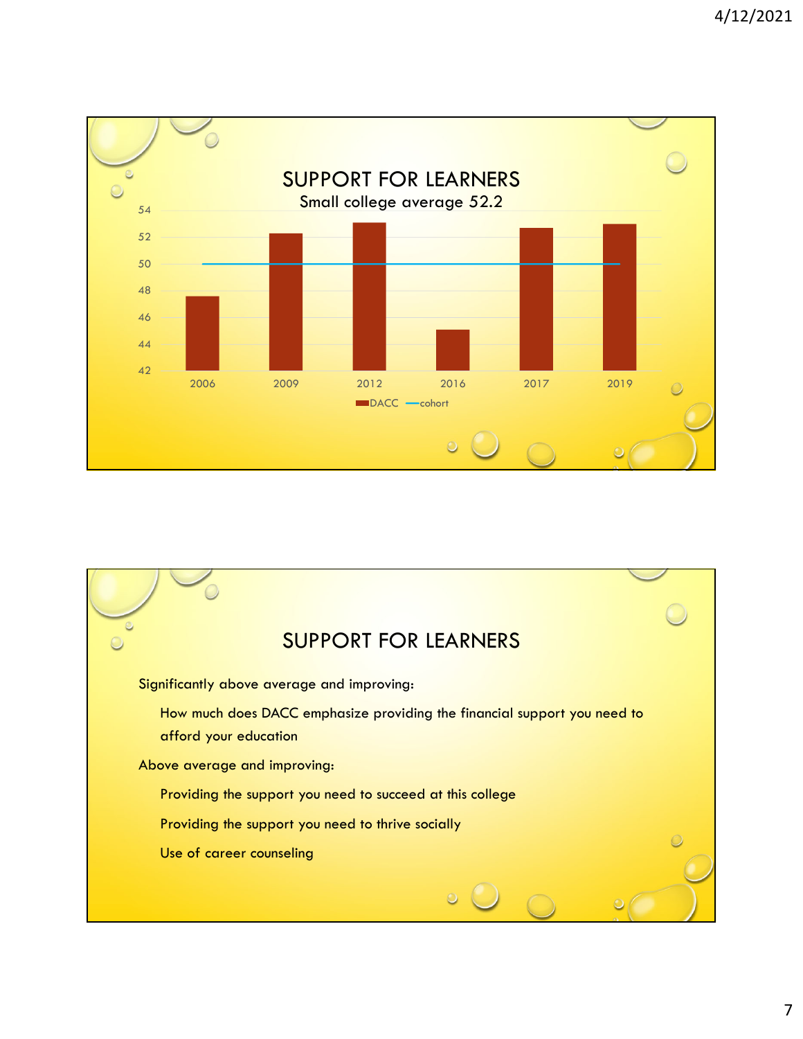## SUPPORT FOR LEARNERS

Small college average 52.2

| Year | DACC | cohort |
|---|---|---|
| 2006 | ~47.6 | 50 |
| 2009 | ~52.3 | 50 |
| 2012 | ~53.1 | 50 |
| 2016 | ~45.1 | 50 |
| 2017 | ~52.7 | 50 |
| 2019 | ~53.0 | 50 |

## SUPPORT FOR LEARNERS

Significantly above average and improving:

- How much does DACC emphasize providing the financial support you need to afford your education

Above average and improving:

- Providing the support you need to succeed at this college
- Providing the support you need to thrive socially
- Use of career counseling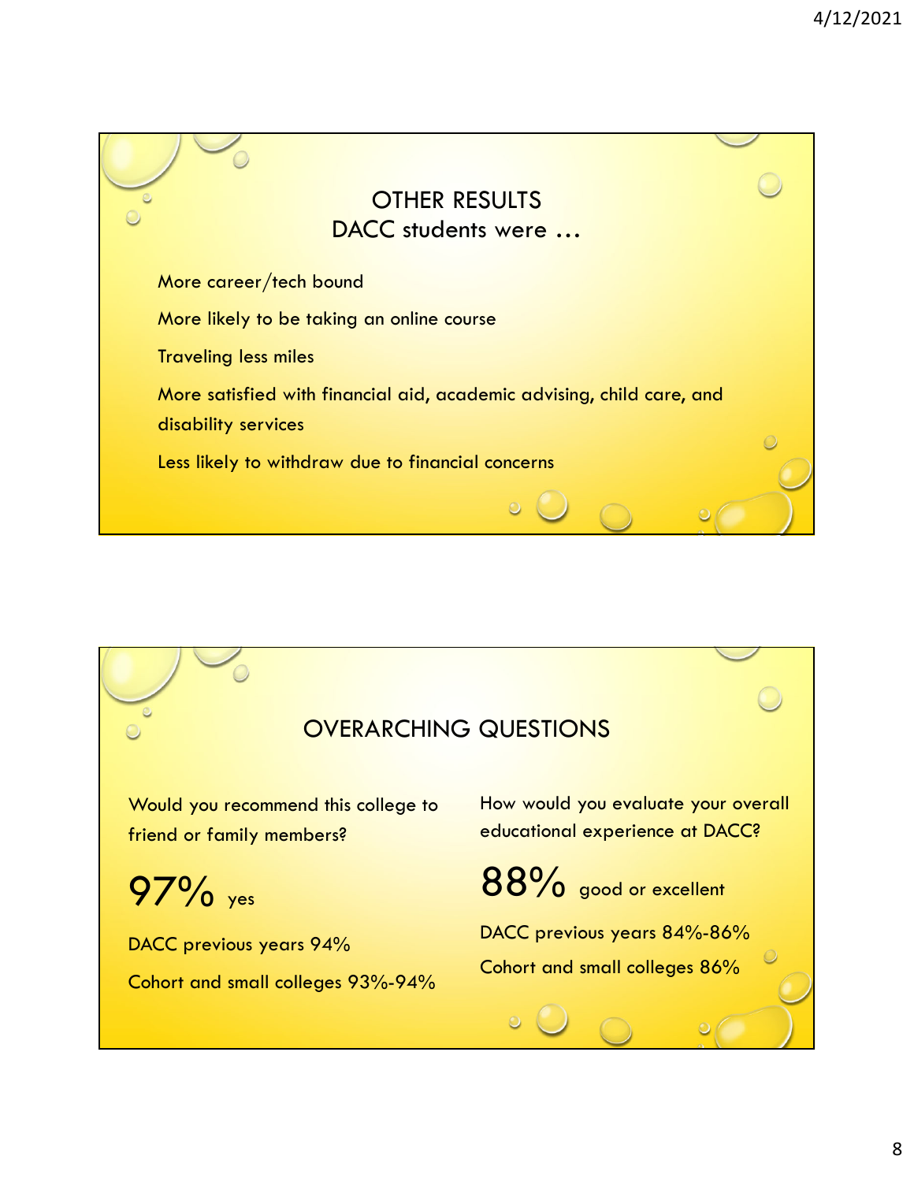## OTHER RESULTS
## DACC students were …

More career/tech bound

More likely to be taking an online course

Traveling less miles

More satisfied with financial aid, academic advising, child care, and disability services

Less likely to withdraw due to financial concerns

## OVERARCHING QUESTIONS

Would you recommend this college to friend or family members?

97% yes

DACC previous years 94%

Cohort and small colleges 93%-94%

How would you evaluate your overall educational experience at DACC?

88% good or excellent

DACC previous years 84%-86%

Cohort and small colleges 86%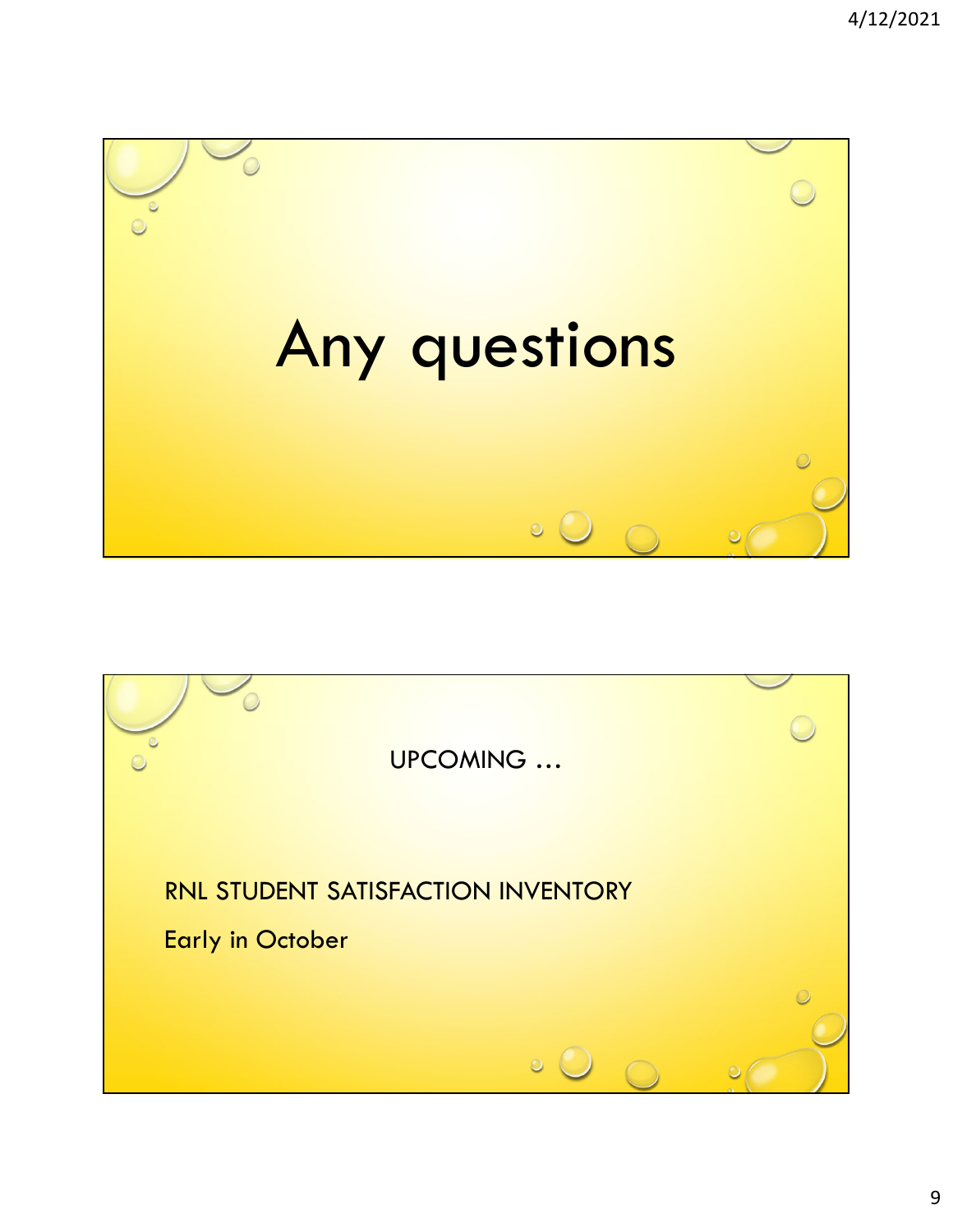# Any questions

UPCOMING …

RNL STUDENT SATISFACTION INVENTORY

Early in October